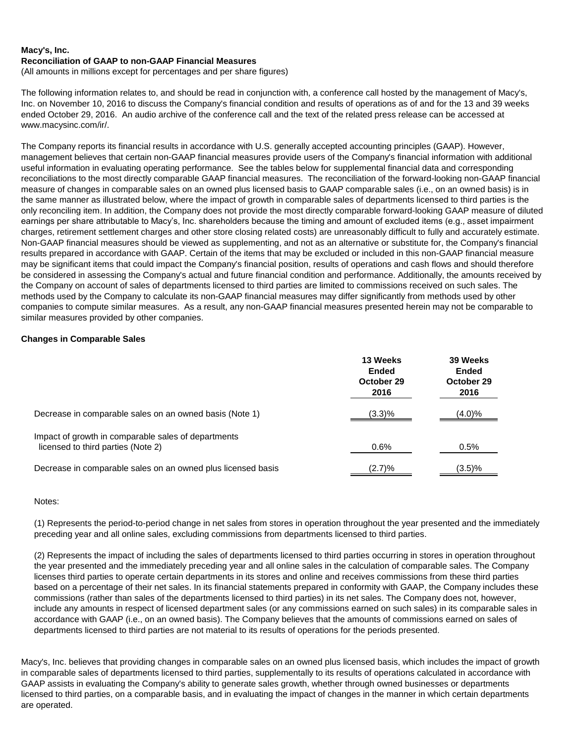**Macy's, Inc.**
**Reconciliation of GAAP to non-GAAP Financial Measures**
(All amounts in millions except for percentages and per share figures)

The following information relates to, and should be read in conjunction with, a conference call hosted by the management of Macy's, Inc. on November 10, 2016 to discuss the Company's financial condition and results of operations as of and for the 13 and 39 weeks ended October 29, 2016. An audio archive of the conference call and the text of the related press release can be accessed at www.macysinc.com/ir/.

The Company reports its financial results in accordance with U.S. generally accepted accounting principles (GAAP). However, management believes that certain non-GAAP financial measures provide users of the Company's financial information with additional useful information in evaluating operating performance. See the tables below for supplemental financial data and corresponding reconciliations to the most directly comparable GAAP financial measures. The reconciliation of the forward-looking non-GAAP financial measure of changes in comparable sales on an owned plus licensed basis to GAAP comparable sales (i.e., on an owned basis) is in the same manner as illustrated below, where the impact of growth in comparable sales of departments licensed to third parties is the only reconciling item. In addition, the Company does not provide the most directly comparable forward-looking GAAP measure of diluted earnings per share attributable to Macy's, Inc. shareholders because the timing and amount of excluded items (e.g., asset impairment charges, retirement settlement charges and other store closing related costs) are unreasonably difficult to fully and accurately estimate. Non-GAAP financial measures should be viewed as supplementing, and not as an alternative or substitute for, the Company's financial results prepared in accordance with GAAP. Certain of the items that may be excluded or included in this non-GAAP financial measure may be significant items that could impact the Company's financial position, results of operations and cash flows and should therefore be considered in assessing the Company's actual and future financial condition and performance. Additionally, the amounts received by the Company on account of sales of departments licensed to third parties are limited to commissions received on such sales. The methods used by the Company to calculate its non-GAAP financial measures may differ significantly from methods used by other companies to compute similar measures. As a result, any non-GAAP financial measures presented herein may not be comparable to similar measures provided by other companies.

**Changes in Comparable Sales**

| | 13 Weeks Ended October 29 2016 | 39 Weeks Ended October 29 2016 |
|---|---|---|
| Decrease in comparable sales on an owned basis (Note 1) | (3.3)% | (4.0)% |
| Impact of growth in comparable sales of departments licensed to third parties (Note 2) | 0.6% | 0.5% |
| Decrease in comparable sales on an owned plus licensed basis | (2.7)% | (3.5)% |

Notes:

(1) Represents the period-to-period change in net sales from stores in operation throughout the year presented and the immediately preceding year and all online sales, excluding commissions from departments licensed to third parties.

(2) Represents the impact of including the sales of departments licensed to third parties occurring in stores in operation throughout the year presented and the immediately preceding year and all online sales in the calculation of comparable sales. The Company licenses third parties to operate certain departments in its stores and online and receives commissions from these third parties based on a percentage of their net sales. In its financial statements prepared in conformity with GAAP, the Company includes these commissions (rather than sales of the departments licensed to third parties) in its net sales. The Company does not, however, include any amounts in respect of licensed department sales (or any commissions earned on such sales) in its comparable sales in accordance with GAAP (i.e., on an owned basis). The Company believes that the amounts of commissions earned on sales of departments licensed to third parties are not material to its results of operations for the periods presented.

Macy's, Inc. believes that providing changes in comparable sales on an owned plus licensed basis, which includes the impact of growth in comparable sales of departments licensed to third parties, supplementally to its results of operations calculated in accordance with GAAP assists in evaluating the Company's ability to generate sales growth, whether through owned businesses or departments licensed to third parties, on a comparable basis, and in evaluating the impact of changes in the manner in which certain departments are operated.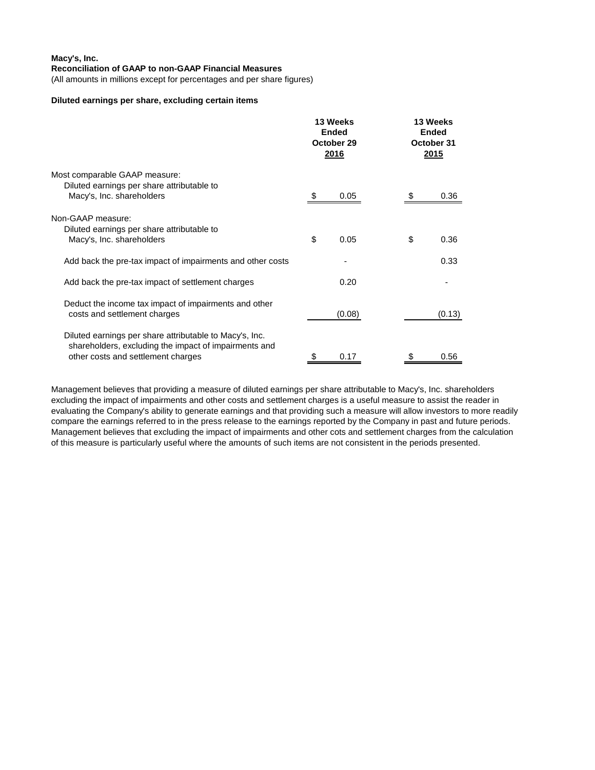**Macy's, Inc.**
**Reconciliation of GAAP to non-GAAP Financial Measures**
(All amounts in millions except for percentages and per share figures)

**Diluted earnings per share, excluding certain items**

| | 13 Weeks Ended October 29 2016 | 13 Weeks Ended October 31 2015 |
|---|---|---|
| Most comparable GAAP measure: | | |
| Diluted earnings per share attributable to Macy's, Inc. shareholders | $ 0.05 | $ 0.36 |
| Non-GAAP measure: | | |
| Diluted earnings per share attributable to Macy's, Inc. shareholders | $ 0.05 | $ 0.36 |
| Add back the pre-tax impact of impairments and other costs | - | 0.33 |
| Add back the pre-tax impact of settlement charges | 0.20 | - |
| Deduct the income tax impact of impairments and other costs and settlement charges | (0.08) | (0.13) |
| Diluted earnings per share attributable to Macy's, Inc. shareholders, excluding the impact of impairments and other costs and settlement charges | $ 0.17 | $ 0.56 |

Management believes that providing a measure of diluted earnings per share attributable to Macy's, Inc. shareholders excluding the impact of impairments and other costs and settlement charges is a useful measure to assist the reader in evaluating the Company's ability to generate earnings and that providing such a measure will allow investors to more readily compare the earnings referred to in the press release to the earnings reported by the Company in past and future periods. Management believes that excluding the impact of impairments and other cots and settlement charges from the calculation of this measure is particularly useful where the amounts of such items are not consistent in the periods presented.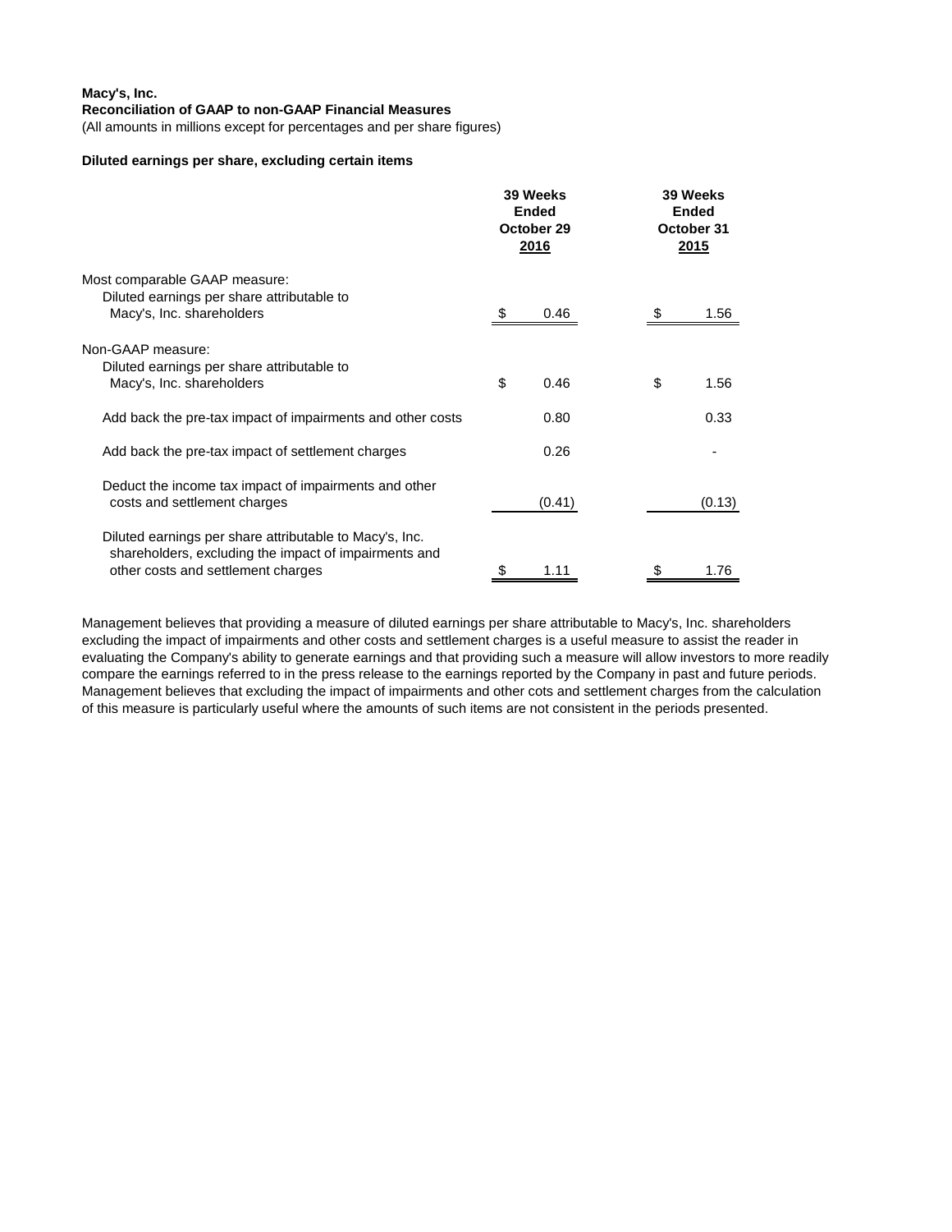**Macy's, Inc.**
**Reconciliation of GAAP to non-GAAP Financial Measures**
(All amounts in millions except for percentages and per share figures)

**Diluted earnings per share, excluding certain items**

| | 39 Weeks Ended October 29 2016 | 39 Weeks Ended October 31 2015 |
|---|---|---|
| Most comparable GAAP measure: | | |
| Diluted earnings per share attributable to Macy's, Inc. shareholders | $ 0.46 | $ 1.56 |
| Non-GAAP measure: | | |
| Diluted earnings per share attributable to Macy's, Inc. shareholders | $ 0.46 | $ 1.56 |
| Add back the pre-tax impact of impairments and other costs | 0.80 | 0.33 |
| Add back the pre-tax impact of settlement charges | 0.26 | - |
| Deduct the income tax impact of impairments and other costs and settlement charges | (0.41) | (0.13) |
| Diluted earnings per share attributable to Macy's, Inc. shareholders, excluding the impact of impairments and other costs and settlement charges | $ 1.11 | $ 1.76 |

Management believes that providing a measure of diluted earnings per share attributable to Macy's, Inc. shareholders excluding the impact of impairments and other costs and settlement charges is a useful measure to assist the reader in evaluating the Company's ability to generate earnings and that providing such a measure will allow investors to more readily compare the earnings referred to in the press release to the earnings reported by the Company in past and future periods. Management believes that excluding the impact of impairments and other cots and settlement charges from the calculation of this measure is particularly useful where the amounts of such items are not consistent in the periods presented.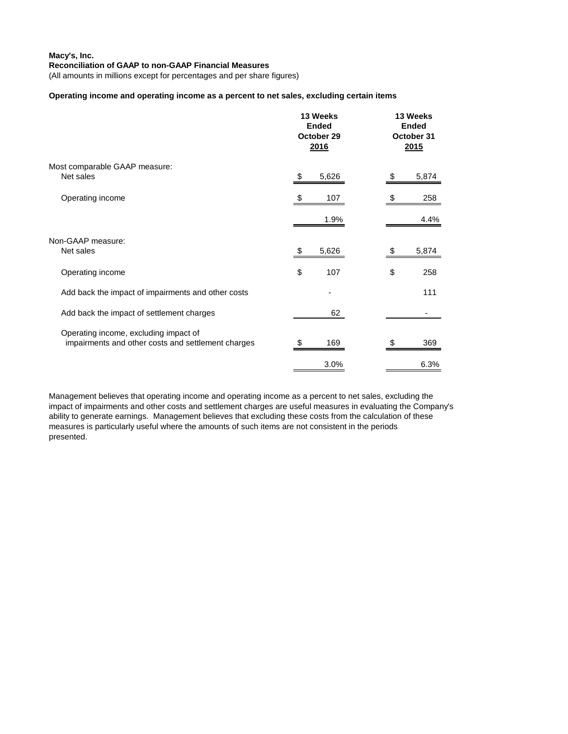**Macy's, Inc.**
**Reconciliation of GAAP to non-GAAP Financial Measures**
(All amounts in millions except for percentages and per share figures)

**Operating income and operating income as a percent to net sales, excluding certain items**

| | 13 Weeks Ended October 29 2016 | 13 Weeks Ended October 31 2015 |
|---|---|---|
| Most comparable GAAP measure: | | |
| Net sales | $ 5,626 | $ 5,874 |
| Operating income | $ 107 | $ 258 |
| | 1.9% | 4.4% |
| Non-GAAP measure: | | |
| Net sales | $ 5,626 | $ 5,874 |
| Operating income | $ 107 | $ 258 |
| Add back the impact of impairments and other costs | - | 111 |
| Add back the impact of settlement charges | 62 | - |
| Operating income, excluding impact of impairments and other costs and settlement charges | $ 169 | $ 369 |
| | 3.0% | 6.3% |

Management believes that operating income and operating income as a percent to net sales, excluding the impact of impairments and other costs and settlement charges are useful measures in evaluating the Company's ability to generate earnings. Management believes that excluding these costs from the calculation of these measures is particularly useful where the amounts of such items are not consistent in the periods presented.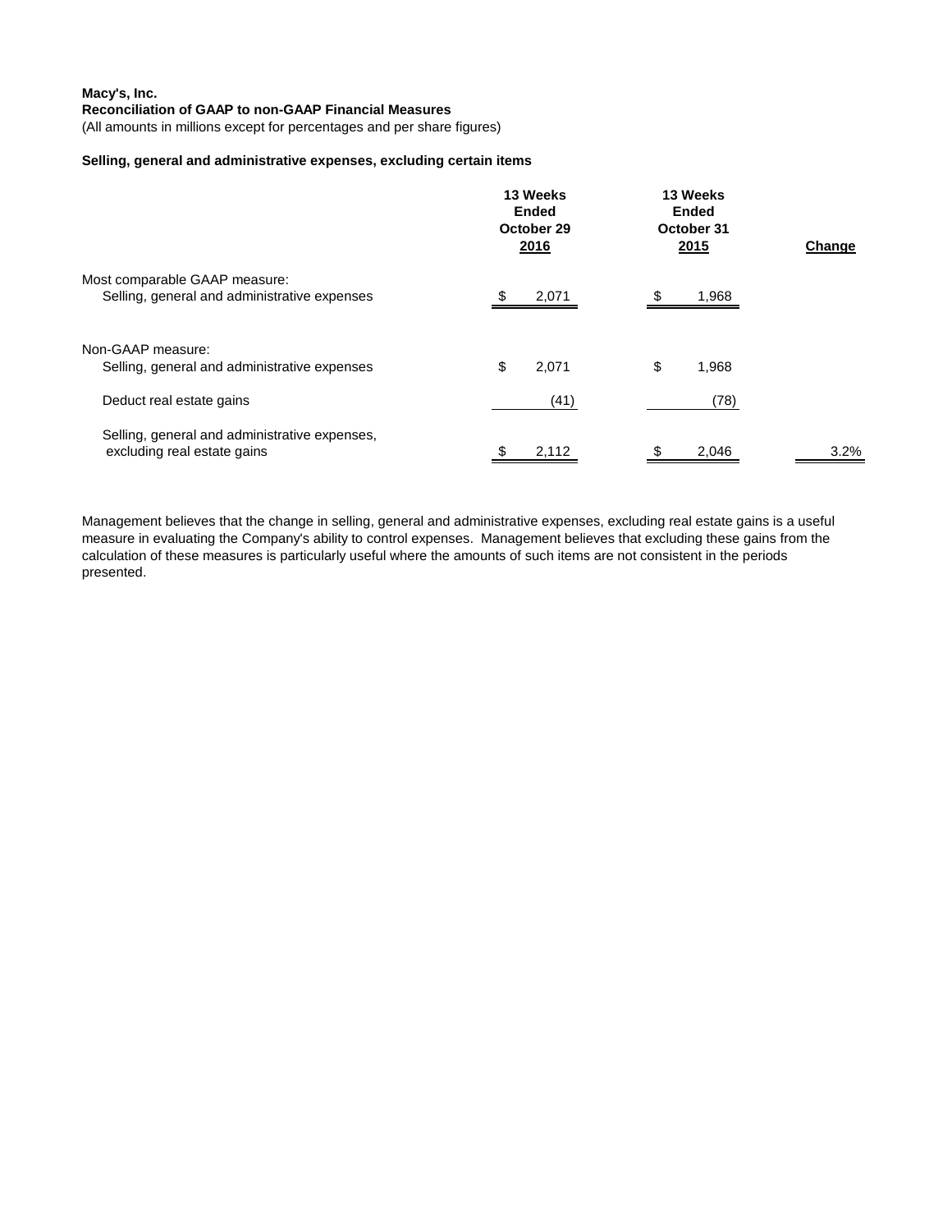**Macy's, Inc.**
**Reconciliation of GAAP to non-GAAP Financial Measures**
(All amounts in millions except for percentages and per share figures)

**Selling, general and administrative expenses, excluding certain items**

| | 13 Weeks Ended October 29 2016 | 13 Weeks Ended October 31 2015 | Change |
|---|---|---|---|
| Most comparable GAAP measure: | | | |
| Selling, general and administrative expenses | $ 2,071 | $ 1,968 | |
| | | | |
| Non-GAAP measure: | | | |
| Selling, general and administrative expenses | $ 2,071 | $ 1,968 | |
| Deduct real estate gains | (41) | (78) | |
| Selling, general and administrative expenses, excluding real estate gains | $ 2,112 | $ 2,046 | 3.2% |

Management believes that the change in selling, general and administrative expenses, excluding real estate gains is a useful measure in evaluating the Company's ability to control expenses. Management believes that excluding these gains from the calculation of these measures is particularly useful where the amounts of such items are not consistent in the periods presented.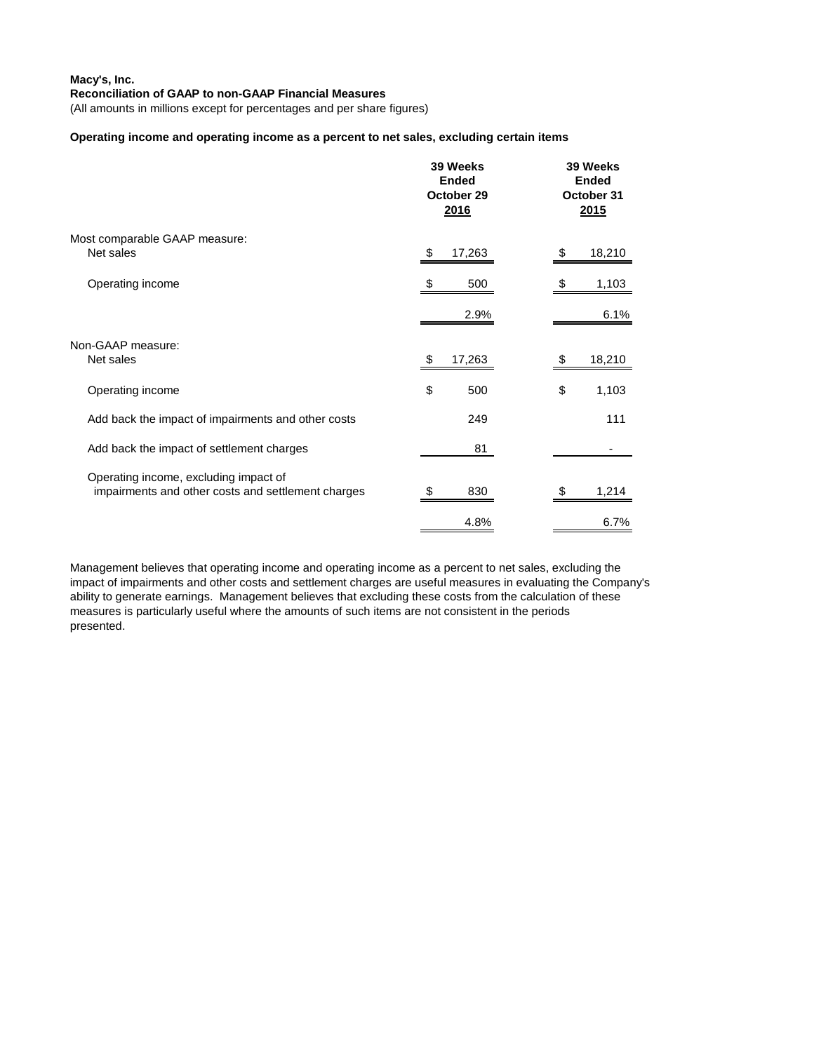**Macy's, Inc.**
**Reconciliation of GAAP to non-GAAP Financial Measures**
(All amounts in millions except for percentages and per share figures)

**Operating income and operating income as a percent to net sales, excluding certain items**

| | 39 Weeks Ended October 29 2016 | 39 Weeks Ended October 31 2015 |
|---|---|---|
| Most comparable GAAP measure: | | |
| Net sales | $ 17,263 | $ 18,210 |
| Operating income | $ 500 | $ 1,103 |
| | 2.9% | 6.1% |
| Non-GAAP measure: | | |
| Net sales | $ 17,263 | $ 18,210 |
| Operating income | $ 500 | $ 1,103 |
| Add back the impact of impairments and other costs | 249 | 111 |
| Add back the impact of settlement charges | 81 | - |
| Operating income, excluding impact of impairments and other costs and settlement charges | $ 830 | $ 1,214 |
| | 4.8% | 6.7% |

Management believes that operating income and operating income as a percent to net sales, excluding the impact of impairments and other costs and settlement charges are useful measures in evaluating the Company's ability to generate earnings. Management believes that excluding these costs from the calculation of these measures is particularly useful where the amounts of such items are not consistent in the periods presented.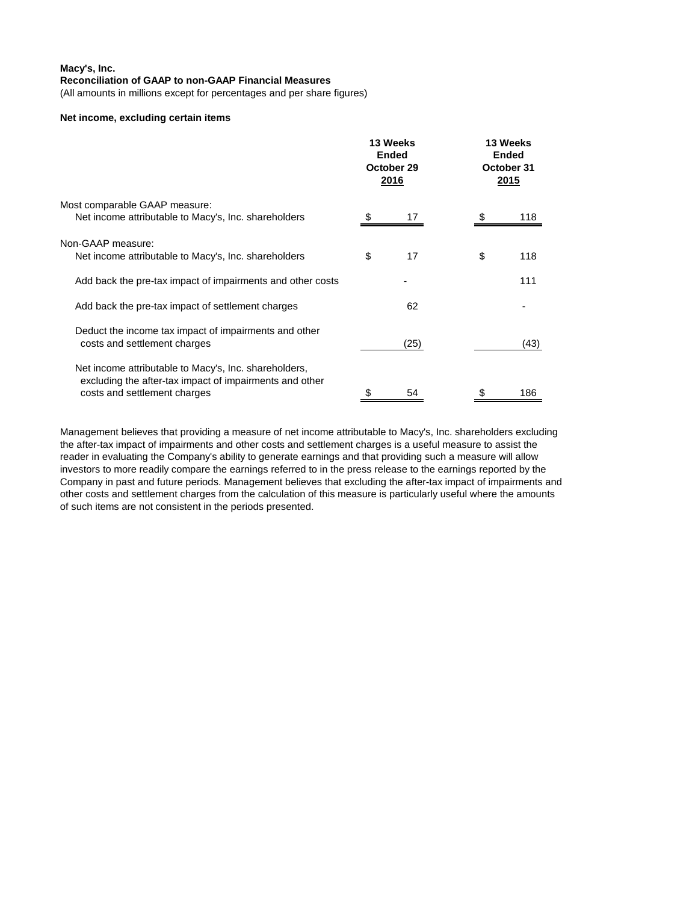**Macy's, Inc.**

**Reconciliation of GAAP to non-GAAP Financial Measures**

(All amounts in millions except for percentages and per share figures)

**Net income, excluding certain items**

| | 13 Weeks Ended October 29 2016 | 13 Weeks Ended October 31 2015 |
|---|---|---|
| Most comparable GAAP measure: | | |
| Net income attributable to Macy's, Inc. shareholders | $ 17 | $ 118 |
| Non-GAAP measure: | | |
| Net income attributable to Macy's, Inc. shareholders | $ 17 | $ 118 |
| Add back the pre-tax impact of impairments and other costs | - | 111 |
| Add back the pre-tax impact of settlement charges | 62 | - |
| Deduct the income tax impact of impairments and other costs and settlement charges | (25) | (43) |
| Net income attributable to Macy's, Inc. shareholders, excluding the after-tax impact of impairments and other costs and settlement charges | $ 54 | $ 186 |

Management believes that providing a measure of net income attributable to Macy's, Inc. shareholders excluding the after-tax impact of impairments and other costs and settlement charges is a useful measure to assist the reader in evaluating the Company's ability to generate earnings and that providing such a measure will allow investors to more readily compare the earnings referred to in the press release to the earnings reported by the Company in past and future periods. Management believes that excluding the after-tax impact of impairments and other costs and settlement charges from the calculation of this measure is particularly useful where the amounts of such items are not consistent in the periods presented.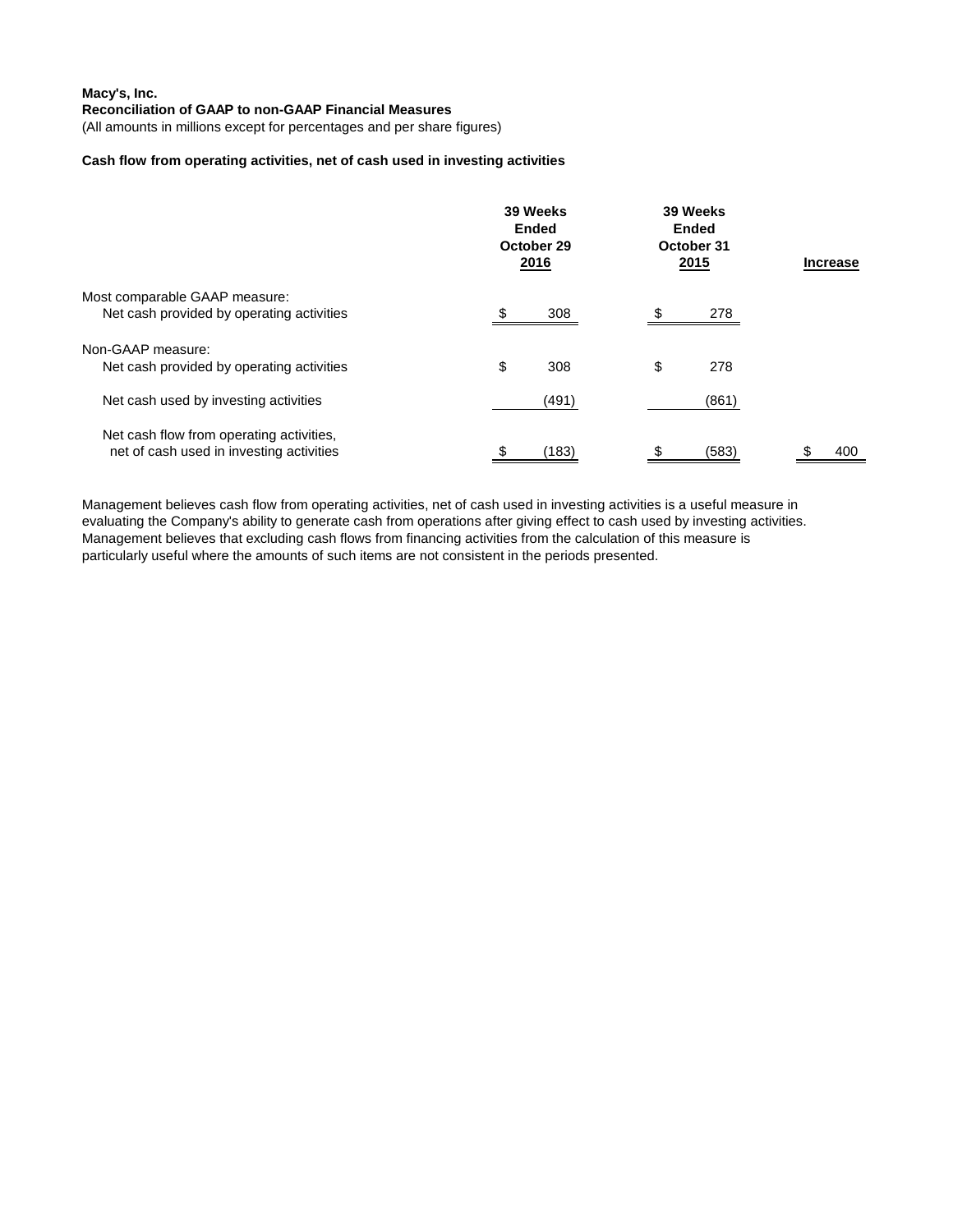**Macy's, Inc.**
**Reconciliation of GAAP to non-GAAP Financial Measures**
(All amounts in millions except for percentages and per share figures)

**Cash flow from operating activities, net of cash used in investing activities**

| | 39 Weeks Ended October 29 2016 | 39 Weeks Ended October 31 2015 | Increase |
|---|---|---|---|
| Most comparable GAAP measure: | | | |
| Net cash provided by operating activities | $ 308 | $ 278 | |
| Non-GAAP measure: | | | |
| Net cash provided by operating activities | $ 308 | $ 278 | |
| Net cash used by investing activities | (491) | (861) | |
| Net cash flow from operating activities, net of cash used in investing activities | $ (183) | $ (583) | $ 400 |

Management believes cash flow from operating activities, net of cash used in investing activities is a useful measure in evaluating the Company's ability to generate cash from operations after giving effect to cash used by investing activities. Management believes that excluding cash flows from financing activities from the calculation of this measure is particularly useful where the amounts of such items are not consistent in the periods presented.